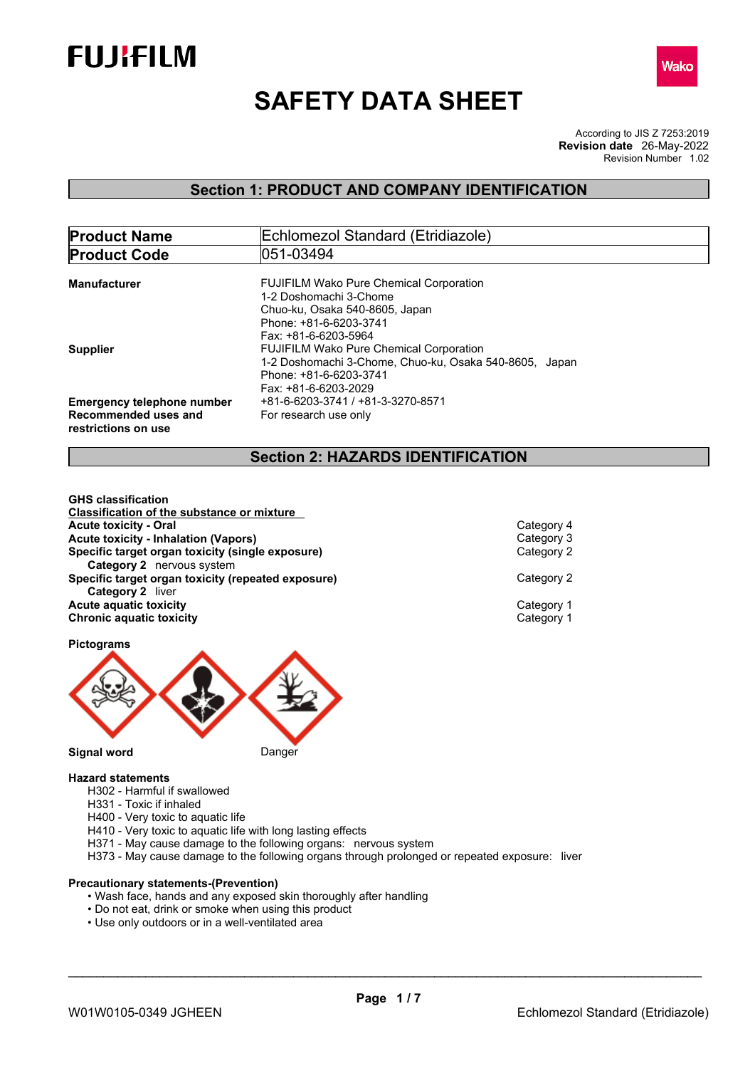# SAFETY DATA SHEET

According to JIS Z 7253:2019
**Revision date** 26-May-2022
Revision Number 1.02

## Section 1: PRODUCT AND COMPANY IDENTIFICATION

| **Product Name** | Echlomezol Standard (Etridiazole) |
|---|---|
| **Product Code** | 051-03494 |

**Manufacturer**
FUJIFILM Wako Pure Chemical Corporation
1-2 Doshomachi 3-Chome
Chuo-ku, Osaka 540-8605, Japan
Phone: +81-6-6203-3741
Fax: +81-6-6203-5964

**Supplier**
FUJIFILM Wako Pure Chemical Corporation
1-2 Doshomachi 3-Chome, Chuo-ku, Osaka 540-8605, Japan
Phone: +81-6-6203-3741
Fax: +81-6-6203-2029

**Emergency telephone number** +81-6-6203-3741 / +81-3-3270-8571

**Recommended uses and restrictions on use** For research use only

## Section 2: HAZARDS IDENTIFICATION

**GHS classification**

**Classification of the substance or mixture**

| | |
|---|---|
| **Acute toxicity - Oral** | Category 4 |
| **Acute toxicity - Inhalation (Vapors)** | Category 3 |
| **Specific target organ toxicity (single exposure)** | Category 2 |
| **Category 2** nervous system | |
| **Specific target organ toxicity (repeated exposure)** | Category 2 |
| **Category 2** liver | |
| **Acute aquatic toxicity** | Category 1 |
| **Chronic aquatic toxicity** | Category 1 |

**Pictograms**

**Signal word** Danger

**Hazard statements**

- H302 - Harmful if swallowed
- H331 - Toxic if inhaled
- H400 - Very toxic to aquatic life
- H410 - Very toxic to aquatic life with long lasting effects
- H371 - May cause damage to the following organs: nervous system
- H373 - May cause damage to the following organs through prolonged or repeated exposure: liver

**Precautionary statements-(Prevention)**

- Wash face, hands and any exposed skin thoroughly after handling
- Do not eat, drink or smoke when using this product
- Use only outdoors or in a well-ventilated area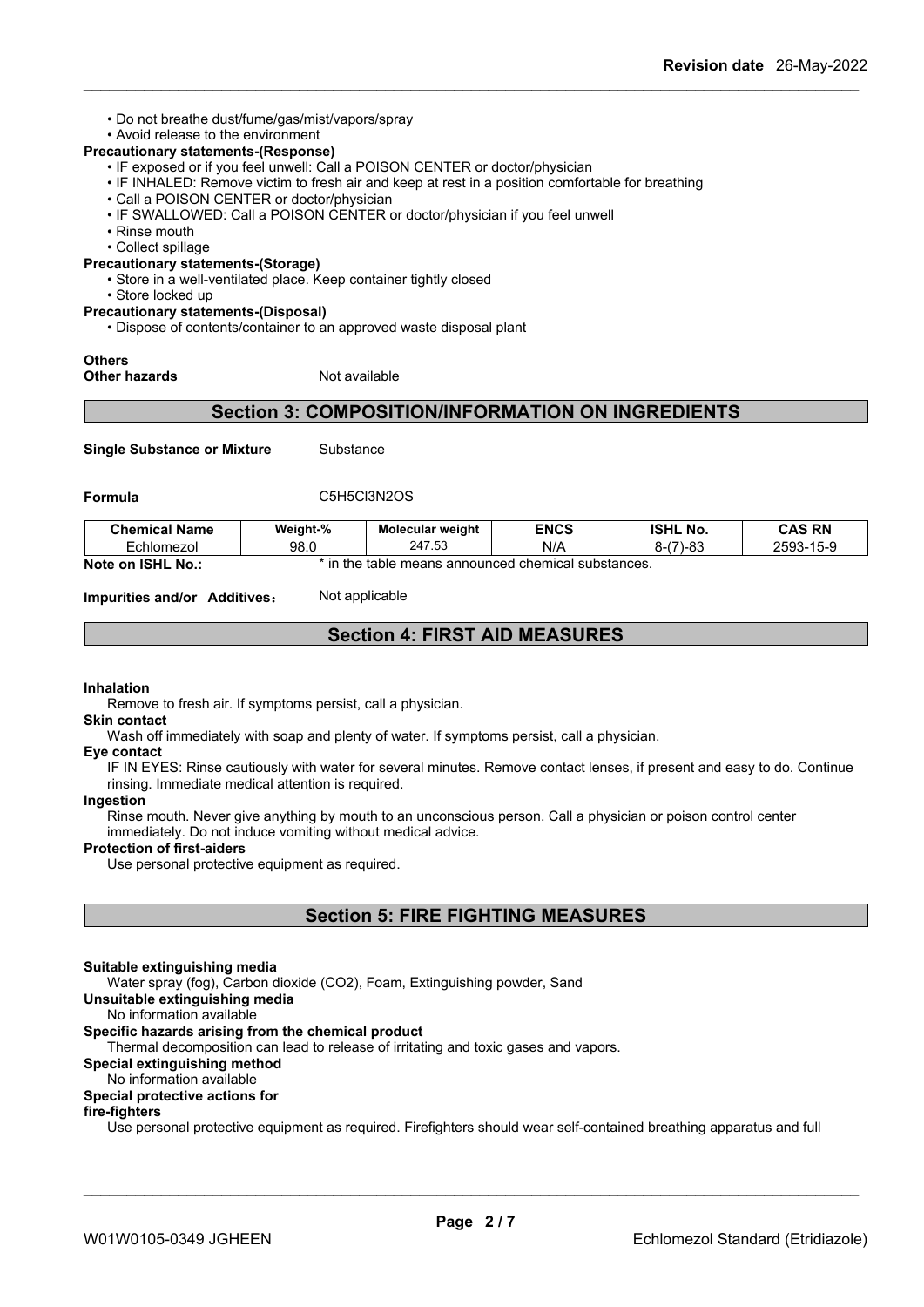- Do not breathe dust/fume/gas/mist/vapors/spray
- Avoid release to the environment

**Precautionary statements-(Response)**

- IF exposed or if you feel unwell: Call a POISON CENTER or doctor/physician
- IF INHALED: Remove victim to fresh air and keep at rest in a position comfortable for breathing
- Call a POISON CENTER or doctor/physician
- IF SWALLOWED: Call a POISON CENTER or doctor/physician if you feel unwell
- Rinse mouth
- Collect spillage

**Precautionary statements-(Storage)**

- Store in a well-ventilated place. Keep container tightly closed
- Store locked up

**Precautionary statements-(Disposal)**

- Dispose of contents/container to an approved waste disposal plant

**Others**

**Other hazards** Not available

## Section 3: COMPOSITION/INFORMATION ON INGREDIENTS

**Single Substance or Mixture** Substance

**Formula** C5H5Cl3N2OS

| Chemical Name | Weight-% | Molecular weight | ENCS | ISHL No. | CAS RN |
|---|---|---|---|---|---|
| Echlomezol | 98.0 | 247.53 | N/A | 8-(7)-83 | 2593-15-9 |

**Note on ISHL No.:** * in the table means announced chemical substances.

**Impurities and/or Additives:** Not applicable

## Section 4: FIRST AID MEASURES

**Inhalation**

Remove to fresh air. If symptoms persist, call a physician.

**Skin contact**

Wash off immediately with soap and plenty of water. If symptoms persist, call a physician.

**Eye contact**

IF IN EYES: Rinse cautiously with water for several minutes. Remove contact lenses, if present and easy to do. Continue rinsing. Immediate medical attention is required.

**Ingestion**

Rinse mouth. Never give anything by mouth to an unconscious person. Call a physician or poison control center immediately. Do not induce vomiting without medical advice.

**Protection of first-aiders**

Use personal protective equipment as required.

## Section 5: FIRE FIGHTING MEASURES

**Suitable extinguishing media**

Water spray (fog), Carbon dioxide (CO2), Foam, Extinguishing powder, Sand

**Unsuitable extinguishing media**

No information available

**Specific hazards arising from the chemical product**

Thermal decomposition can lead to release of irritating and toxic gases and vapors.

**Special extinguishing method**

No information available

**Special protective actions for fire-fighters**

Use personal protective equipment as required. Firefighters should wear self-contained breathing apparatus and full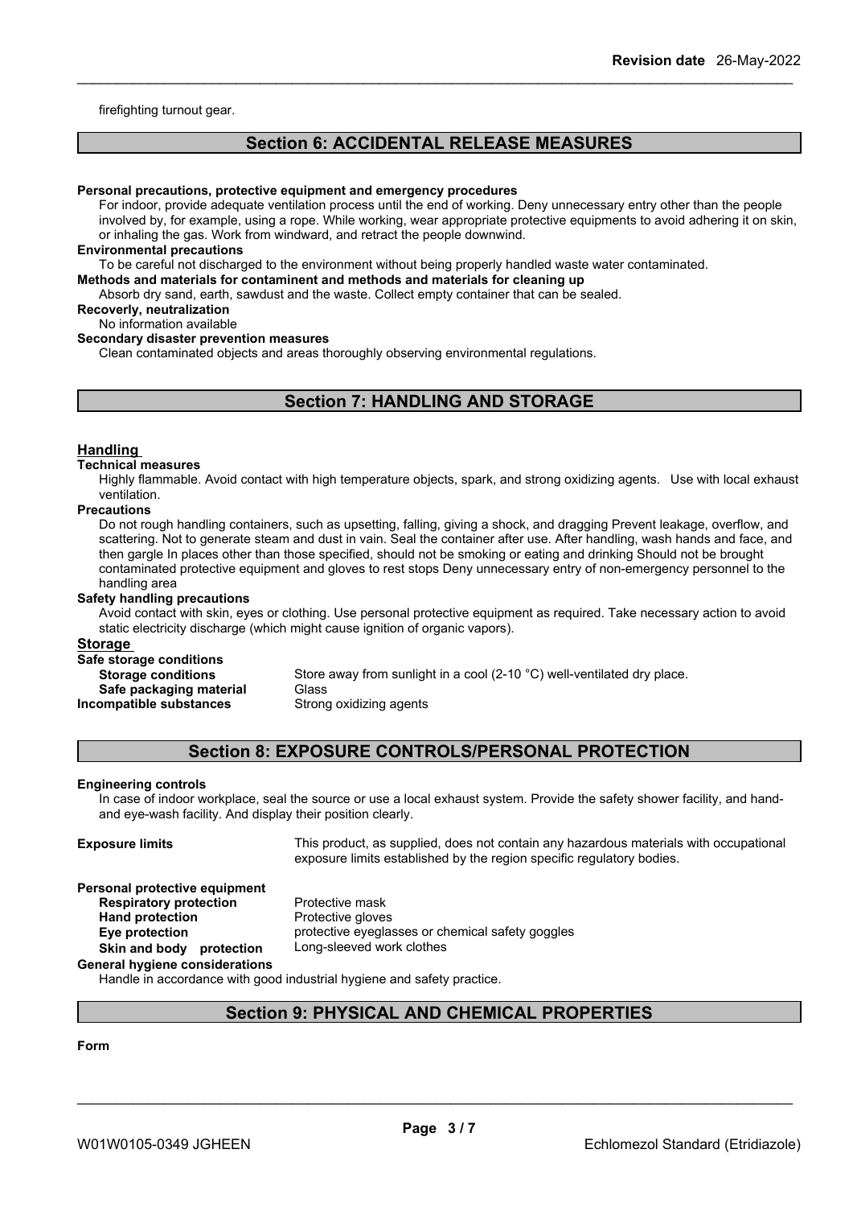firefighting turnout gear.

## Section 6: ACCIDENTAL RELEASE MEASURES

**Personal precautions, protective equipment and emergency procedures**

For indoor, provide adequate ventilation process until the end of working. Deny unnecessary entry other than the people involved by, for example, using a rope. While working, wear appropriate protective equipments to avoid adhering it on skin, or inhaling the gas. Work from windward, and retract the people downwind.

**Environmental precautions**

To be careful not discharged to the environment without being properly handled waste water contaminated.

**Methods and materials for contaminent and methods and materials for cleaning up**

Absorb dry sand, earth, sawdust and the waste. Collect empty container that can be sealed.

**Recoverly, neutralization**

No information available

**Secondary disaster prevention measures**

Clean contaminated objects and areas thoroughly observing environmental regulations.

## Section 7: HANDLING AND STORAGE

### Handling

**Technical measures**

Highly flammable. Avoid contact with high temperature objects, spark, and strong oxidizing agents. Use with local exhaust ventilation.

**Precautions**

Do not rough handling containers, such as upsetting, falling, giving a shock, and dragging Prevent leakage, overflow, and scattering. Not to generate steam and dust in vain. Seal the container after use. After handling, wash hands and face, and then gargle In places other than those specified, should not be smoking or eating and drinking Should not be brought contaminated protective equipment and gloves to rest stops Deny unnecessary entry of non-emergency personnel to the handling area

**Safety handling precautions**

Avoid contact with skin, eyes or clothing. Use personal protective equipment as required. Take necessary action to avoid static electricity discharge (which might cause ignition of organic vapors).

### Storage

**Safe storage conditions**

**Storage conditions** Store away from sunlight in a cool (2-10 °C) well-ventilated dry place.

**Safe packaging material** Glass

**Incompatible substances** Strong oxidizing agents

## Section 8: EXPOSURE CONTROLS/PERSONAL PROTECTION

**Engineering controls**

In case of indoor workplace, seal the source or use a local exhaust system. Provide the safety shower facility, and hand- and eye-wash facility. And display their position clearly.

**Exposure limits** This product, as supplied, does not contain any hazardous materials with occupational exposure limits established by the region specific regulatory bodies.

**Personal protective equipment**

**Respiratory protection** Protective mask

**Hand protection** Protective gloves

**Eye protection** protective eyeglasses or chemical safety goggles

**Skin and body protection** Long-sleeved work clothes

**General hygiene considerations**

Handle in accordance with good industrial hygiene and safety practice.

## Section 9: PHYSICAL AND CHEMICAL PROPERTIES

**Form**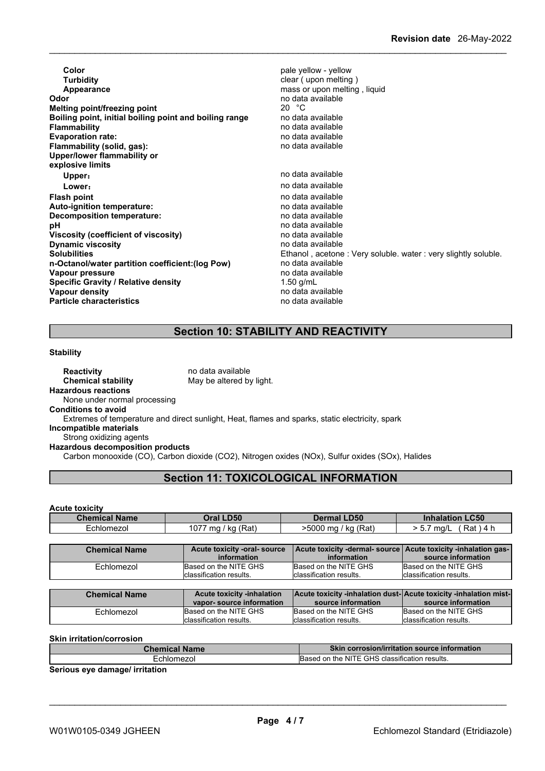| Property | Value |
| --- | --- |
| **Color** | pale yellow - yellow |
| **Turbidity** | clear ( upon melting ) |
| **Appearance** | mass or upon melting , liquid |
| **Odor** | no data available |
| **Melting point/freezing point** | 20 °C |
| **Boiling point, initial boiling point and boiling range** | no data available |
| **Flammability** | no data available |
| **Evaporation rate:** | no data available |
| **Flammability (solid, gas):** | no data available |
| **Upper/lower flammability or explosive limits** | |
| **Upper:** | no data available |
| **Lower:** | no data available |
| **Flash point** | no data available |
| **Auto-ignition temperature:** | no data available |
| **Decomposition temperature:** | no data available |
| **pH** | no data available |
| **Viscosity (coefficient of viscosity)** | no data available |
| **Dynamic viscosity** | no data available |
| **Solubilities** | Ethanol , acetone : Very soluble. water : very slightly soluble. |
| **n-Octanol/water partition coefficient:(log Pow)** | no data available |
| **Vapour pressure** | no data available |
| **Specific Gravity / Relative density** | 1.50 g/mL |
| **Vapour density** | no data available |
| **Particle characteristics** | no data available |

## Section 10: STABILITY AND REACTIVITY

**Stability**

**Reactivity** no data available

**Chemical stability** May be altered by light.

**Hazardous reactions**

None under normal processing

**Conditions to avoid**

Extremes of temperature and direct sunlight, Heat, flames and sparks, static electricity, spark

**Incompatible materials**

Strong oxidizing agents

**Hazardous decomposition products**

Carbon monooxide (CO), Carbon dioxide ($CO_2$), Nitrogen oxides (NOx), Sulfur oxides (SOx), Halides

## Section 11: TOXICOLOGICAL INFORMATION

**Acute toxicity**

| Chemical Name | Oral LD50 | Dermal LD50 | Inhalation LC50 |
| --- | --- | --- | --- |
| Echlomezol | 1077 mg / kg (Rat) | >5000 mg / kg (Rat) | > 5.7 mg/L ( Rat ) 4 h |

| Chemical Name | Acute toxicity -oral- source information | Acute toxicity -dermal- source information | Acute toxicity -inhalation gas- source information |
| --- | --- | --- | --- |
| Echlomezol | Based on the NITE GHS classification results. | Based on the NITE GHS classification results. | Based on the NITE GHS classification results. |

| Chemical Name | Acute toxicity -inhalation vapor- source information | Acute toxicity -inhalation dust- source information | Acute toxicity -inhalation mist- source information |
| --- | --- | --- | --- |
| Echlomezol | Based on the NITE GHS classification results. | Based on the NITE GHS classification results. | Based on the NITE GHS classification results. |

**Skin irritation/corrosion**

| Chemical Name | Skin corrosion/irritation source information |
| --- | --- |
| Echlomezol | Based on the NITE GHS classification results. |

**Serious eye damage/ irritation**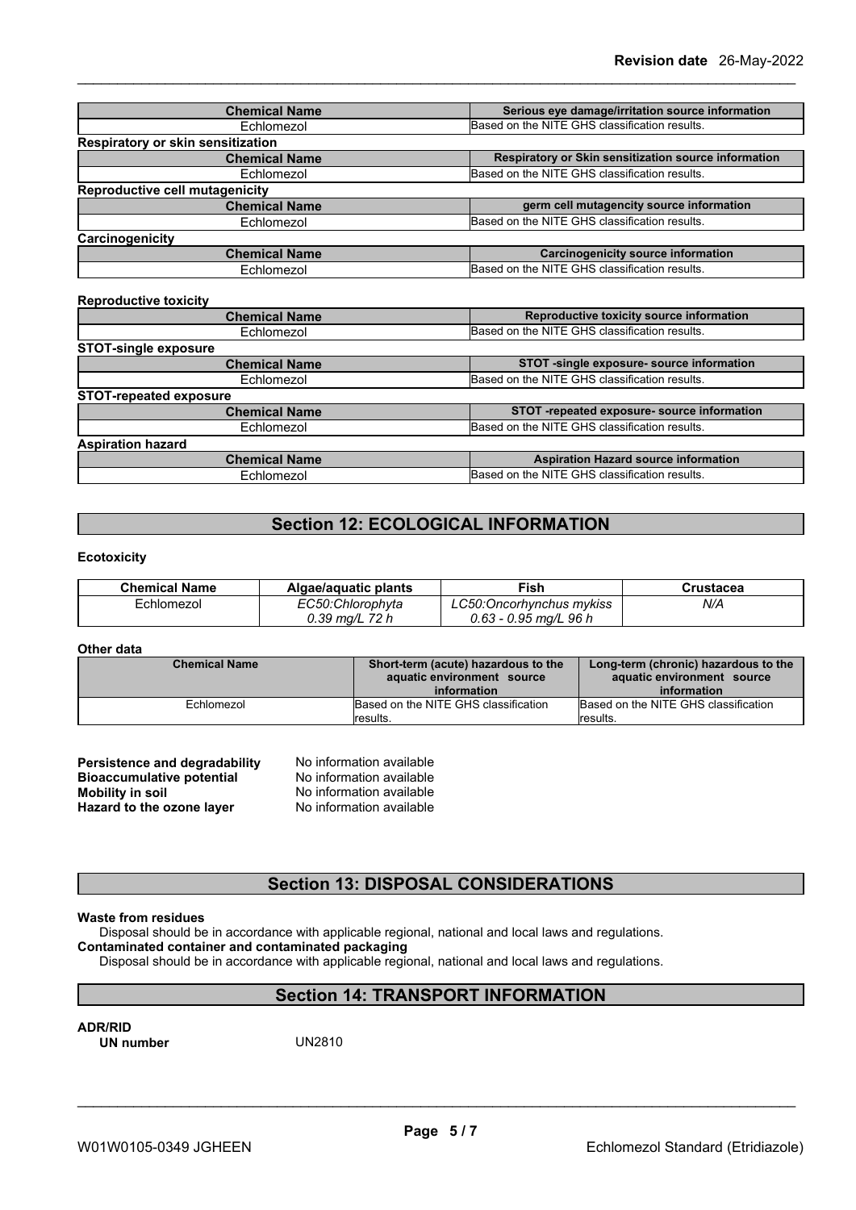| Chemical Name | Serious eye damage/irritation source information |
|---|---|
| Echlomezol | Based on the NITE GHS classification results. |

**Respiratory or skin sensitization**

| Chemical Name | Respiratory or Skin sensitization source information |
|---|---|
| Echlomezol | Based on the NITE GHS classification results. |

**Reproductive cell mutagenicity**

| Chemical Name | germ cell mutagencity source information |
|---|---|
| Echlomezol | Based on the NITE GHS classification results. |

**Carcinogenicity**

| Chemical Name | Carcinogenicity source information |
|---|---|
| Echlomezol | Based on the NITE GHS classification results. |

**Reproductive toxicity**

| Chemical Name | Reproductive toxicity source information |
|---|---|
| Echlomezol | Based on the NITE GHS classification results. |

**STOT-single exposure**

| Chemical Name | STOT -single exposure- source information |
|---|---|
| Echlomezol | Based on the NITE GHS classification results. |

**STOT-repeated exposure**

| Chemical Name | STOT -repeated exposure- source information |
|---|---|
| Echlomezol | Based on the NITE GHS classification results. |

**Aspiration hazard**

| Chemical Name | Aspiration Hazard source information |
|---|---|
| Echlomezol | Based on the NITE GHS classification results. |

## Section 12: ECOLOGICAL INFORMATION

**Ecotoxicity**

| Chemical Name | Algae/aquatic plants | Fish | Crustacea |
|---|---|---|---|
| Echlomezol | *EC50:Chlorophyta 0.39 mg/L 72 h* | *LC50:Oncorhynchus mykiss 0.63 - 0.95 mg/L 96 h* | *N/A* |

**Other data**

| Chemical Name | Short-term (acute) hazardous to the aquatic environment source information | Long-term (chronic) hazardous to the aquatic environment source information |
|---|---|---|
| Echlomezol | Based on the NITE GHS classification results. | Based on the NITE GHS classification results. |

**Persistence and degradability** No information available
**Bioaccumulative potential** No information available
**Mobility in soil** No information available
**Hazard to the ozone layer** No information available

## Section 13: DISPOSAL CONSIDERATIONS

**Waste from residues**
Disposal should be in accordance with applicable regional, national and local laws and regulations.
**Contaminated container and contaminated packaging**
Disposal should be in accordance with applicable regional, national and local laws and regulations.

## Section 14: TRANSPORT INFORMATION

**ADR/RID**
**UN number** UN2810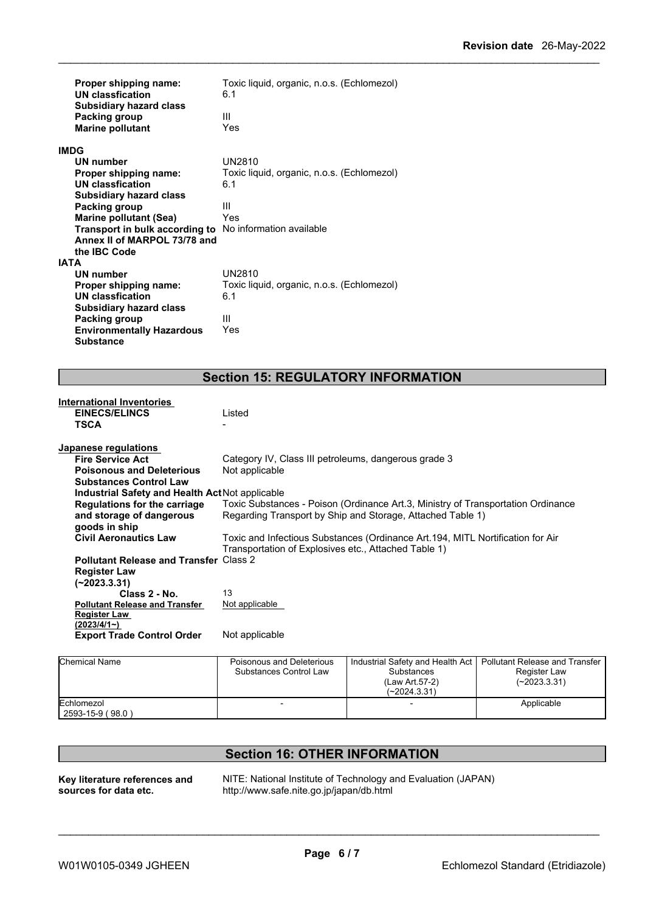**Proper shipping name:** Toxic liquid, organic, n.o.s. (Echlomezol)
**UN classfication** 6.1
**Subsidiary hazard class**
**Packing group** III
**Marine pollutant** Yes

**IMDG**

**UN number** UN2810
**Proper shipping name:** Toxic liquid, organic, n.o.s. (Echlomezol)
**UN classfication** 6.1
**Subsidiary hazard class**
**Packing group** III
**Marine pollutant (Sea)** Yes
**Transport in bulk according to Annex II of MARPOL 73/78 and the IBC Code** No information available

**IATA**

**UN number** UN2810
**Proper shipping name:** Toxic liquid, organic, n.o.s. (Echlomezol)
**UN classfication** 6.1
**Subsidiary hazard class**
**Packing group** III
**Environmentally Hazardous Substance** Yes

## Section 15: REGULATORY INFORMATION

**International Inventories**

**EINECS/ELINCS** Listed
**TSCA** -

**Japanese regulations**

**Fire Service Act** Category IV, Class III petroleums, dangerous grade 3
**Poisonous and Deleterious Substances Control Law** Not applicable
**Industrial Safety and Health Act** Not applicable
**Regulations for the carriage and storage of dangerous goods in ship** Toxic Substances - Poison (Ordinance Art.3, Ministry of Transportation Ordinance Regarding Transport by Ship and Storage, Attached Table 1)
**Civil Aeronautics Law** Toxic and Infectious Substances (Ordinance Art.194, MITL Nortification for Air Transportation of Explosives etc., Attached Table 1)
**Pollutant Release and Transfer Register Law (~2023.3.31)** Class 2
**Class 2 - No.** 13
**Pollutant Release and Transfer Register Law (2023/4/1~)** Not applicable
**Export Trade Control Order** Not applicable

| Chemical Name | Poisonous and Deleterious Substances Control Law | Industrial Safety and Health Act Substances (Law Art.57-2) (~2024.3.31) | Pollutant Release and Transfer Register Law (~2023.3.31) |
|---|---|---|---|
| Echlomezol 2593-15-9 ( 98.0 ) | - | - | Applicable |

## Section 16: OTHER INFORMATION

**Key literature references and sources for data etc.** NITE: National Institute of Technology and Evaluation (JAPAN) http://www.safe.nite.go.jp/japan/db.html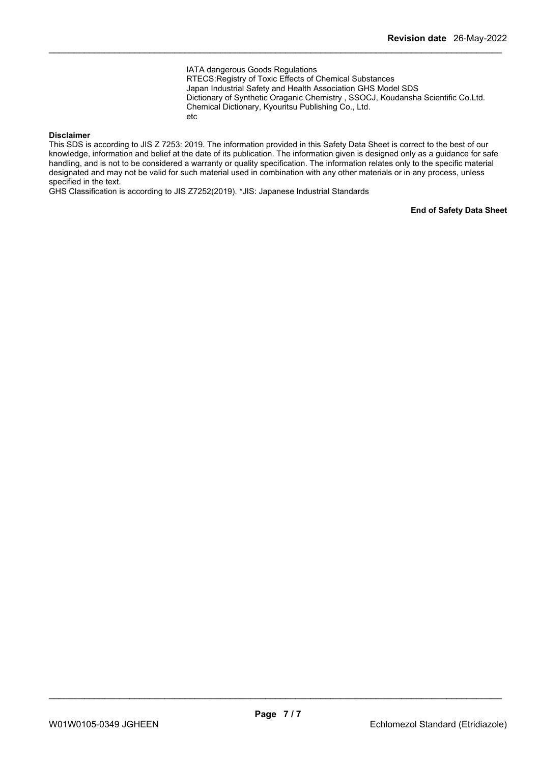IATA dangerous Goods Regulations
RTECS:Registry of Toxic Effects of Chemical Substances
Japan Industrial Safety and Health Association GHS Model SDS
Dictionary of Synthetic Oraganic Chemistry , SSOCJ, Koudansha Scientific Co.Ltd.
Chemical Dictionary, Kyouritsu Publishing Co., Ltd.
etc

**Disclaimer**

This SDS is according to JIS Z 7253: 2019. The information provided in this Safety Data Sheet is correct to the best of our knowledge, information and belief at the date of its publication. The information given is designed only as a guidance for safe handling, and is not to be considered a warranty or quality specification. The information relates only to the specific material designated and may not be valid for such material used in combination with any other materials or in any process, unless specified in the text.

GHS Classification is according to JIS Z7252(2019). *JIS: Japanese Industrial Standards

**End of Safety Data Sheet**